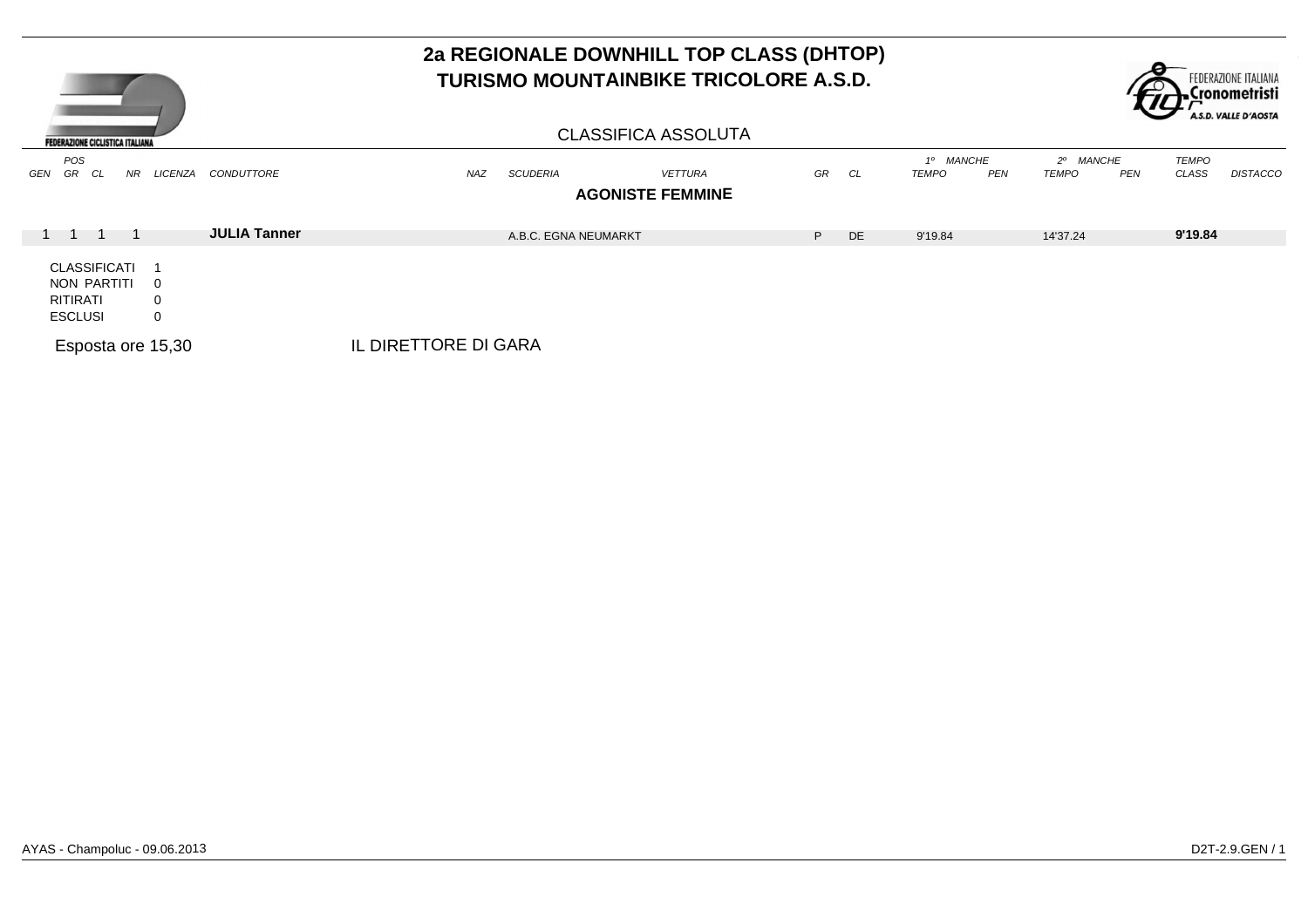# 2a REGIONALE DOWNHILL TOP CLASS (DHTOP)
# TURISMO MOUNTAINBIKE TRICOLORE A.S.D.

FEDERAZIONE CICLISTICA ITALIANA

FEDERAZIONE ITALIANA Cronometristi A.S.D. VALLE D'AOSTA

## CLASSIFICA ASSOLUTA

| POS GEN | POS GR | POS CL | NR | LICENZA | CONDUTTORE | NAZ | SCUDERIA | VETTURA | GR | CL | 1º MANCHE TEMPO | 1º MANCHE PEN | 2º MANCHE TEMPO | 2º MANCHE PEN | TEMPO CLASS | DISTACCO |
|---|---|---|---|---|---|---|---|---|---|---|---|---|---|---|---|---|
| **AGONISTE FEMMINE** | | | | | | | | | | | | | | | | |
| 1 | 1 | 1 | 1 | | **JULIA Tanner** | | A.B.C. EGNA NEUMARKT | | P | DE | 9'19.84 | | 14'37.24 | | **9'19.84** | |

CLASSIFICATI 1
NON PARTITI 0
RITIRATI 0
ESCLUSI 0

Esposta ore 15,30

IL DIRETTORE DI GARA

AYAS - Champoluc - 09.06.2013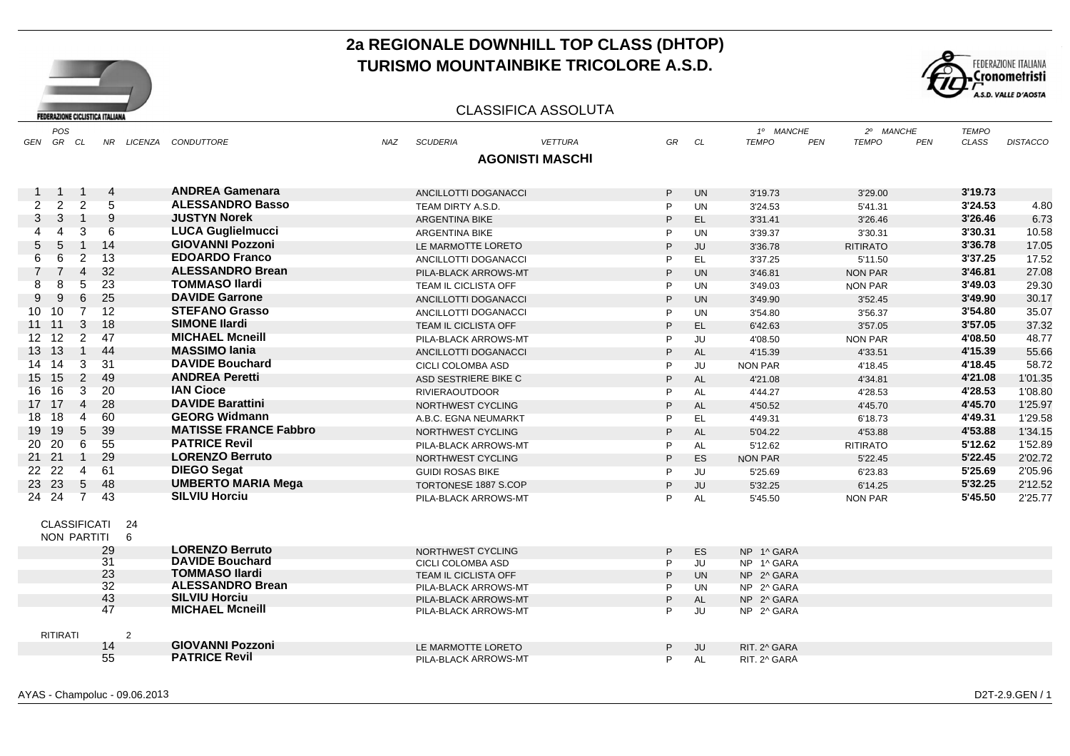# 2a REGIONALE DOWNHILL TOP CLASS (DHTOP)

# TURISMO MOUNTAINBIKE TRICOLORE A.S.D.

## CLASSIFICA ASSOLUTA

### AGONISTI MASCHI

| POS GEN | POS GR | POS CL | NR | LICENZA | CONDUTTORE | NAZ | SCUDERIA | VETTURA | GR | CL | 1° MANCHE TEMPO | PEN | 2° MANCHE TEMPO | PEN | TEMPO CLASS | DISTACCO |
|---|---|---|---|---|---|---|---|---|---|---|---|---|---|---|---|---|
| 1 | 1 | 1 | 4 | | **ANDREA Gamenara** | | ANCILLOTTI DOGANACCI | | P | UN | 3'19.73 | | 3'29.00 | | **3'19.73** | |
| 2 | 2 | 2 | 5 | | **ALESSANDRO Basso** | | TEAM DIRTY A.S.D. | | P | UN | 3'24.53 | | 5'41.31 | | **3'24.53** | 4.80 |
| 3 | 3 | 1 | 9 | | **JUSTYN Norek** | | ARGENTINA BIKE | | P | EL | 3'31.41 | | 3'26.46 | | **3'26.46** | 6.73 |
| 4 | 4 | 3 | 6 | | **LUCA Guglielmucci** | | ARGENTINA BIKE | | P | UN | 3'39.37 | | 3'30.31 | | **3'30.31** | 10.58 |
| 5 | 5 | 1 | 14 | | **GIOVANNI Pozzoni** | | LE MARMOTTE LORETO | | P | JU | 3'36.78 | | RITIRATO | | **3'36.78** | 17.05 |
| 6 | 6 | 2 | 13 | | **EDOARDO Franco** | | ANCILLOTTI DOGANACCI | | P | EL | 3'37.25 | | 5'11.50 | | **3'37.25** | 17.52 |
| 7 | 7 | 4 | 32 | | **ALESSANDRO Brean** | | PILA-BLACK ARROWS-MT | | P | UN | 3'46.81 | | NON PAR | | **3'46.81** | 27.08 |
| 8 | 8 | 5 | 23 | | **TOMMASO Ilardi** | | TEAM IL CICLISTA OFF | | P | UN | 3'49.03 | | NON PAR | | **3'49.03** | 29.30 |
| 9 | 9 | 6 | 25 | | **DAVIDE Garrone** | | ANCILLOTTI DOGANACCI | | P | UN | 3'49.90 | | 3'52.45 | | **3'49.90** | 30.17 |
| 10 | 10 | 7 | 12 | | **STEFANO Grasso** | | ANCILLOTTI DOGANACCI | | P | UN | 3'54.80 | | 3'56.37 | | **3'54.80** | 35.07 |
| 11 | 11 | 3 | 18 | | **SIMONE Ilardi** | | TEAM IL CICLISTA OFF | | P | EL | 6'42.63 | | 3'57.05 | | **3'57.05** | 37.32 |
| 12 | 12 | 2 | 47 | | **MICHAEL Mcneill** | | PILA-BLACK ARROWS-MT | | P | JU | 4'08.50 | | NON PAR | | **4'08.50** | 48.77 |
| 13 | 13 | 1 | 44 | | **MASSIMO Iania** | | ANCILLOTTI DOGANACCI | | P | AL | 4'15.39 | | 4'33.51 | | **4'15.39** | 55.66 |
| 14 | 14 | 3 | 31 | | **DAVIDE Bouchard** | | CICLI COLOMBA ASD | | P | JU | NON PAR | | 4'18.45 | | **4'18.45** | 58.72 |
| 15 | 15 | 2 | 49 | | **ANDREA Peretti** | | ASD SESTRIERE BIKE C | | P | AL | 4'21.08 | | 4'34.81 | | **4'21.08** | 1'01.35 |
| 16 | 16 | 3 | 20 | | **IAN Cioce** | | RIVIERAOUTDOOR | | P | AL | 4'44.27 | | 4'28.53 | | **4'28.53** | 1'08.80 |
| 17 | 17 | 4 | 28 | | **DAVIDE Barattini** | | NORTHWEST CYCLING | | P | AL | 4'50.52 | | 4'45.70 | | **4'45.70** | 1'25.97 |
| 18 | 18 | 4 | 60 | | **GEORG Widmann** | | A.B.C. EGNA NEUMARKT | | P | EL | 4'49.31 | | 6'18.73 | | **4'49.31** | 1'29.58 |
| 19 | 19 | 5 | 39 | | **MATISSE FRANCE Fabbro** | | NORTHWEST CYCLING | | P | AL | 5'04.22 | | 4'53.88 | | **4'53.88** | 1'34.15 |
| 20 | 20 | 6 | 55 | | **PATRICE Revil** | | PILA-BLACK ARROWS-MT | | P | AL | 5'12.62 | | RITIRATO | | **5'12.62** | 1'52.89 |
| 21 | 21 | 1 | 29 | | **LORENZO Berruto** | | NORTHWEST CYCLING | | P | ES | NON PAR | | 5'22.45 | | **5'22.45** | 2'02.72 |
| 22 | 22 | 4 | 61 | | **DIEGO Segat** | | GUIDI ROSAS BIKE | | P | JU | 5'25.69 | | 6'23.83 | | **5'25.69** | 2'05.96 |
| 23 | 23 | 5 | 48 | | **UMBERTO MARIA Mega** | | TORTONESE 1887 S.COP | | P | JU | 5'32.25 | | 6'14.25 | | **5'32.25** | 2'12.52 |
| 24 | 24 | 7 | 43 | | **SILVIU Horciu** | | PILA-BLACK ARROWS-MT | | P | AL | 5'45.50 | | NON PAR | | **5'45.50** | 2'25.77 |

CLASSIFICATI 24

NON PARTITI 6

| NR | CONDUTTORE | SCUDERIA | GR | CL | NOTE |
|---|---|---|---|---|---|
| 29 | **LORENZO Berruto** | NORTHWEST CYCLING | P | ES | NP 1^ GARA |
| 31 | **DAVIDE Bouchard** | CICLI COLOMBA ASD | P | JU | NP 1^ GARA |
| 23 | **TOMMASO Ilardi** | TEAM IL CICLISTA OFF | P | UN | NP 2^ GARA |
| 32 | **ALESSANDRO Brean** | PILA-BLACK ARROWS-MT | P | UN | NP 2^ GARA |
| 43 | **SILVIU Horciu** | PILA-BLACK ARROWS-MT | P | AL | NP 2^ GARA |
| 47 | **MICHAEL Mcneill** | PILA-BLACK ARROWS-MT | P | JU | NP 2^ GARA |

RITIRATI 2

| NR | CONDUTTORE | SCUDERIA | GR | CL | NOTE |
|---|---|---|---|---|---|
| 14 | **GIOVANNI Pozzoni** | LE MARMOTTE LORETO | P | JU | RIT. 2^ GARA |
| 55 | **PATRICE Revil** | PILA-BLACK ARROWS-MT | P | AL | RIT. 2^ GARA |

AYAS - Champoluc - 09.06.2013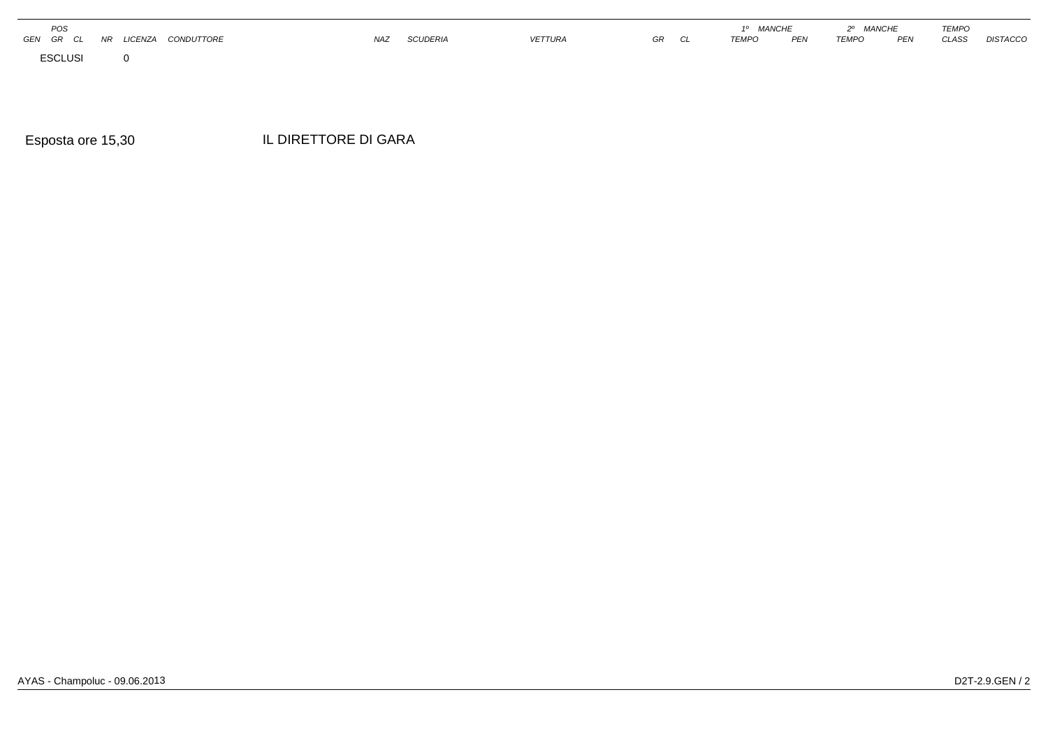| POS | | | | | | | | | | | 1º MANCHE | | 2º MANCHE | | TEMPO | |
|---|---|---|---|---|---|---|---|---|---|---|---|---|---|---|---|---|
| GEN | GR | CL | NR | LICENZA | CONDUTTORE | NAZ | SCUDERIA | VETTURA | GR | CL | TEMPO | PEN | TEMPO | PEN | CLASS | DISTACCO |

ESCLUSI 0

Esposta ore 15,30

IL DIRETTORE DI GARA

AYAS - Champoluc - 09.06.2013

D2T-2.9.GEN / 2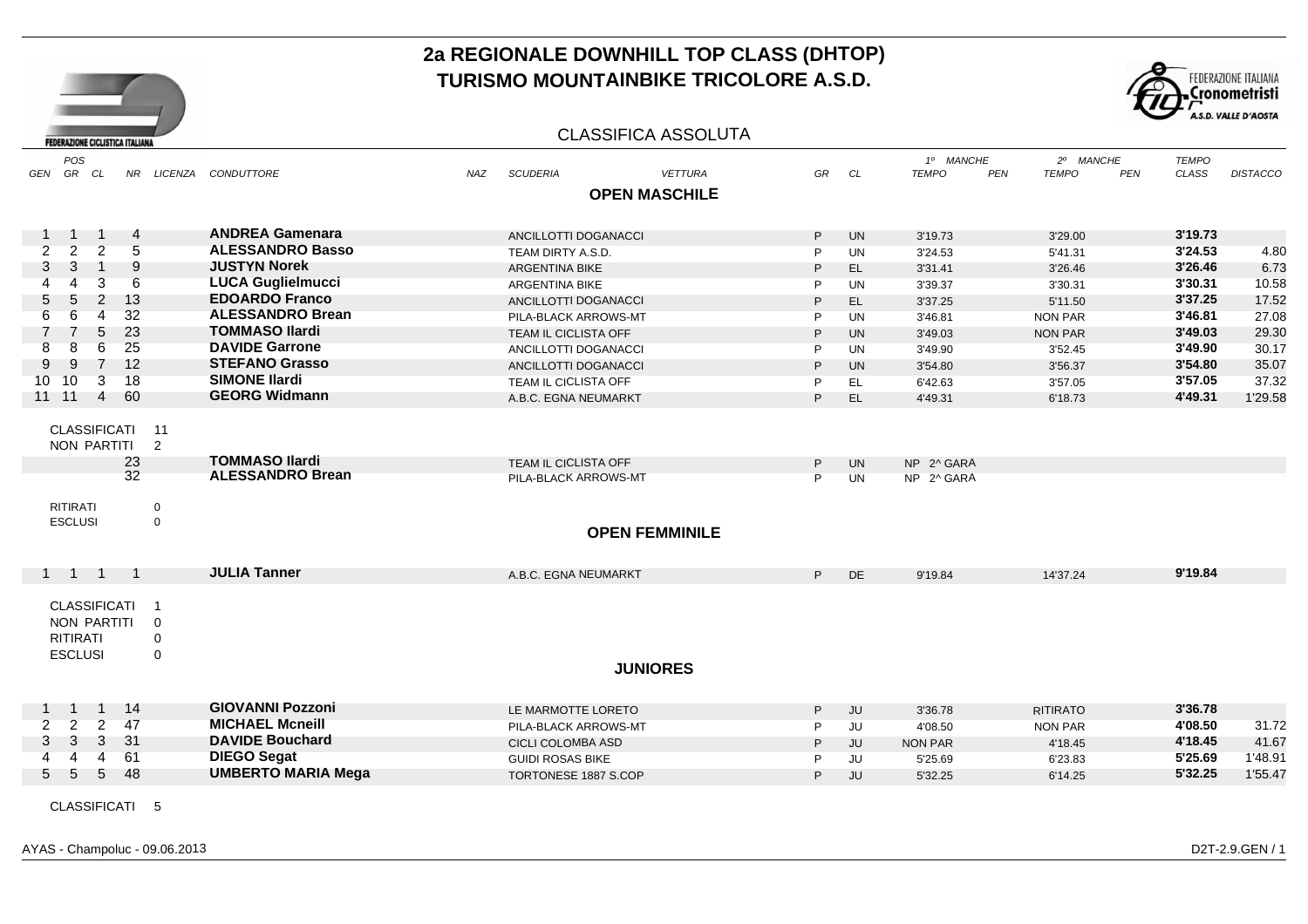# 2a REGIONALE DOWNHILL TOP CLASS (DHTOP)

## TURISMO MOUNTAINBIKE TRICOLORE A.S.D.

FEDERAZIONE CICLISTICA ITALIANA

FEDERAZIONE ITALIANA Cronometristi A.S.D. VALLE D'AOSTA

### CLASSIFICA ASSOLUTA

**OPEN MASCHILE**

| POS GEN | POS GR | POS CL | NR | LICENZA | CONDUTTORE | NAZ | SCUDERIA | VETTURA | GR | CL | 1° MANCHE TEMPO | PEN | 2° MANCHE TEMPO | PEN | TEMPO CLASS | DISTACCO |
|---|---|---|---|---|---|---|---|---|---|---|---|---|---|---|---|---|
| 1 | 1 | 1 | 4 | | **ANDREA Gamenara** | | ANCILLOTTI DOGANACCI | | P | UN | 3'19.73 | | 3'29.00 | | **3'19.73** | |
| 2 | 2 | 2 | 5 | | **ALESSANDRO Basso** | | TEAM DIRTY A.S.D. | | P | UN | 3'24.53 | | 5'41.31 | | **3'24.53** | 4.80 |
| 3 | 3 | 1 | 9 | | **JUSTYN Norek** | | ARGENTINA BIKE | | P | EL | 3'31.41 | | 3'26.46 | | **3'26.46** | 6.73 |
| 4 | 4 | 3 | 6 | | **LUCA Guglielmucci** | | ARGENTINA BIKE | | P | UN | 3'39.37 | | 3'30.31 | | **3'30.31** | 10.58 |
| 5 | 5 | 2 | 13 | | **EDOARDO Franco** | | ANCILLOTTI DOGANACCI | | P | EL | 3'37.25 | | 5'11.50 | | **3'37.25** | 17.52 |
| 6 | 6 | 4 | 32 | | **ALESSANDRO Brean** | | PILA-BLACK ARROWS-MT | | P | UN | 3'46.81 | | NON PAR | | **3'46.81** | 27.08 |
| 7 | 7 | 5 | 23 | | **TOMMASO Ilardi** | | TEAM IL CICLISTA OFF | | P | UN | 3'49.03 | | NON PAR | | **3'49.03** | 29.30 |
| 8 | 8 | 6 | 25 | | **DAVIDE Garrone** | | ANCILLOTTI DOGANACCI | | P | UN | 3'49.90 | | 3'52.45 | | **3'49.90** | 30.17 |
| 9 | 9 | 7 | 12 | | **STEFANO Grasso** | | ANCILLOTTI DOGANACCI | | P | UN | 3'54.80 | | 3'56.37 | | **3'54.80** | 35.07 |
| 10 | 10 | 3 | 18 | | **SIMONE Ilardi** | | TEAM IL CICLISTA OFF | | P | EL | 6'42.63 | | 3'57.05 | | **3'57.05** | 37.32 |
| 11 | 11 | 4 | 60 | | **GEORG Widmann** | | A.B.C. EGNA NEUMARKT | | P | EL | 4'49.31 | | 6'18.73 | | **4'49.31** | 1'29.58 |

CLASSIFICATI 11
NON PARTITI 2

| NR | CONDUTTORE | SCUDERIA | GR | CL | NOTE |
|---|---|---|---|---|---|
| 23 | **TOMMASO Ilardi** | TEAM IL CICLISTA OFF | P | UN | NP 2^ GARA |
| 32 | **ALESSANDRO Brean** | PILA-BLACK ARROWS-MT | P | UN | NP 2^ GARA |

RITIRATI 0
ESCLUSI 0

**OPEN FEMMINILE**

| POS GEN | POS GR | POS CL | NR | LICENZA | CONDUTTORE | NAZ | SCUDERIA | VETTURA | GR | CL | 1° MANCHE TEMPO | PEN | 2° MANCHE TEMPO | PEN | TEMPO CLASS | DISTACCO |
|---|---|---|---|---|---|---|---|---|---|---|---|---|---|---|---|---|
| 1 | 1 | 1 | 1 | | **JULIA Tanner** | | A.B.C. EGNA NEUMARKT | | P | DE | 9'19.84 | | 14'37.24 | | **9'19.84** | |

CLASSIFICATI 1
NON PARTITI 0
RITIRATI 0
ESCLUSI 0

**JUNIORES**

| POS GEN | POS GR | POS CL | NR | LICENZA | CONDUTTORE | NAZ | SCUDERIA | VETTURA | GR | CL | 1° MANCHE TEMPO | PEN | 2° MANCHE TEMPO | PEN | TEMPO CLASS | DISTACCO |
|---|---|---|---|---|---|---|---|---|---|---|---|---|---|---|---|---|
| 1 | 1 | 1 | 14 | | **GIOVANNI Pozzoni** | | LE MARMOTTE LORETO | | P | JU | 3'36.78 | | RITIRATO | | **3'36.78** | |
| 2 | 2 | 2 | 47 | | **MICHAEL Mcneill** | | PILA-BLACK ARROWS-MT | | P | JU | 4'08.50 | | NON PAR | | **4'08.50** | 31.72 |
| 3 | 3 | 3 | 31 | | **DAVIDE Bouchard** | | CICLI COLOMBA ASD | | P | JU | NON PAR | | 4'18.45 | | **4'18.45** | 41.67 |
| 4 | 4 | 4 | 61 | | **DIEGO Segat** | | GUIDI ROSAS BIKE | | P | JU | 5'25.69 | | 6'23.83 | | **5'25.69** | 1'48.91 |
| 5 | 5 | 5 | 48 | | **UMBERTO MARIA Mega** | | TORTONESE 1887 S.COP | | P | JU | 5'32.25 | | 6'14.25 | | **5'32.25** | 1'55.47 |

CLASSIFICATI 5

AYAS - Champoluc - 09.06.2013

D2T-2.9.GEN / 1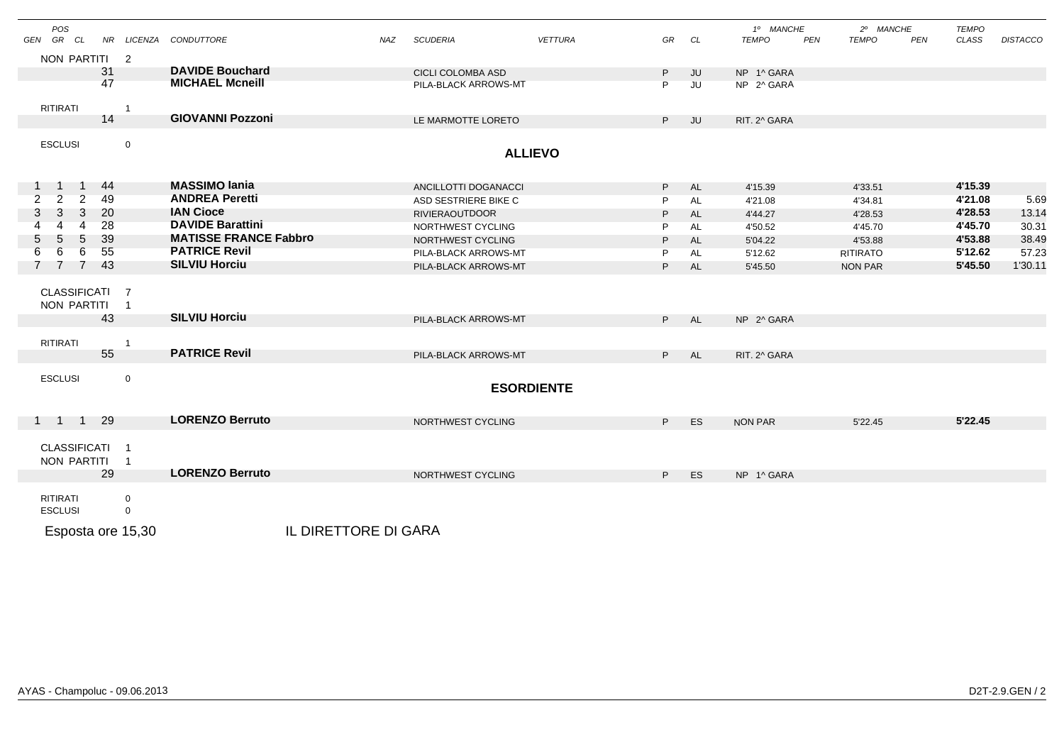| POS GEN | GR | CL | NR | LICENZA | CONDUTTORE | NAZ | SCUDERIA | VETTURA | GR | CL | 1º MANCHE TEMPO | PEN | 2º MANCHE TEMPO | PEN | TEMPO CLASS | DISTACCO |
|---|---|---|---|---|---|---|---|---|---|---|---|---|---|---|---|---|
| NON PARTITI | | | | 2 | | | | | | | | | | | | |
| | | | 31 | | **DAVIDE Bouchard** | | CICLI COLOMBA ASD | | P | JU | NP 1^ GARA | | | | | |
| | | | 47 | | **MICHAEL Mcneill** | | PILA-BLACK ARROWS-MT | | P | JU | NP 2^ GARA | | | | | |
| RITIRATI | | | | 1 | | | | | | | | | | | | |
| | | | 14 | | **GIOVANNI Pozzoni** | | LE MARMOTTE LORETO | | P | JU | RIT. 2^ GARA | | | | | |
| ESCLUSI | | | | 0 | | | | | | | | | | | | |

## ALLIEVO

| POS GEN | GR | CL | NR | LICENZA | CONDUTTORE | NAZ | SCUDERIA | VETTURA | GR | CL | 1º MANCHE TEMPO | PEN | 2º MANCHE TEMPO | PEN | TEMPO CLASS | DISTACCO |
|---|---|---|---|---|---|---|---|---|---|---|---|---|---|---|---|---|
| 1 | 1 | 1 | 44 | | **MASSIMO Iania** | | ANCILLOTTI DOGANACCI | | P | AL | 4'15.39 | | 4'33.51 | | **4'15.39** | |
| 2 | 2 | 2 | 49 | | **ANDREA Peretti** | | ASD SESTRIERE BIKE C | | P | AL | 4'21.08 | | 4'34.81 | | **4'21.08** | 5.69 |
| 3 | 3 | 3 | 20 | | **IAN Cioce** | | RIVIERAOUTDOOR | | P | AL | 4'44.27 | | 4'28.53 | | **4'28.53** | 13.14 |
| 4 | 4 | 4 | 28 | | **DAVIDE Barattini** | | NORTHWEST CYCLING | | P | AL | 4'50.52 | | 4'45.70 | | **4'45.70** | 30.31 |
| 5 | 5 | 5 | 39 | | **MATISSE FRANCE Fabbro** | | NORTHWEST CYCLING | | P | AL | 5'04.22 | | 4'53.88 | | **4'53.88** | 38.49 |
| 6 | 6 | 6 | 55 | | **PATRICE Revil** | | PILA-BLACK ARROWS-MT | | P | AL | 5'12.62 | | RITIRATO | | **5'12.62** | 57.23 |
| 7 | 7 | 7 | 43 | | **SILVIU Horciu** | | PILA-BLACK ARROWS-MT | | P | AL | 5'45.50 | | NON PAR | | **5'45.50** | 1'30.11 |
| CLASSIFICATI | | | | 7 | | | | | | | | | | | | |
| NON PARTITI | | | | 1 | | | | | | | | | | | | |
| | | | 43 | | **SILVIU Horciu** | | PILA-BLACK ARROWS-MT | | P | AL | NP 2^ GARA | | | | | |
| RITIRATI | | | | 1 | | | | | | | | | | | | |
| | | | 55 | | **PATRICE Revil** | | PILA-BLACK ARROWS-MT | | P | AL | RIT. 2^ GARA | | | | | |
| ESCLUSI | | | | 0 | | | | | | | | | | | | |

## ESORDIENTE

| POS GEN | GR | CL | NR | LICENZA | CONDUTTORE | NAZ | SCUDERIA | VETTURA | GR | CL | 1º MANCHE TEMPO | PEN | 2º MANCHE TEMPO | PEN | TEMPO CLASS | DISTACCO |
|---|---|---|---|---|---|---|---|---|---|---|---|---|---|---|---|---|
| 1 | 1 | 1 | 29 | | **LORENZO Berruto** | | NORTHWEST CYCLING | | P | ES | NON PAR | | 5'22.45 | | **5'22.45** | |
| CLASSIFICATI | | | | 1 | | | | | | | | | | | | |
| NON PARTITI | | | | 1 | | | | | | | | | | | | |
| | | | 29 | | **LORENZO Berruto** | | NORTHWEST CYCLING | | P | ES | NP 1^ GARA | | | | | |
| RITIRATI | | | | 0 | | | | | | | | | | | | |
| ESCLUSI | | | | 0 | | | | | | | | | | | | |

Esposta ore 15,30 IL DIRETTORE DI GARA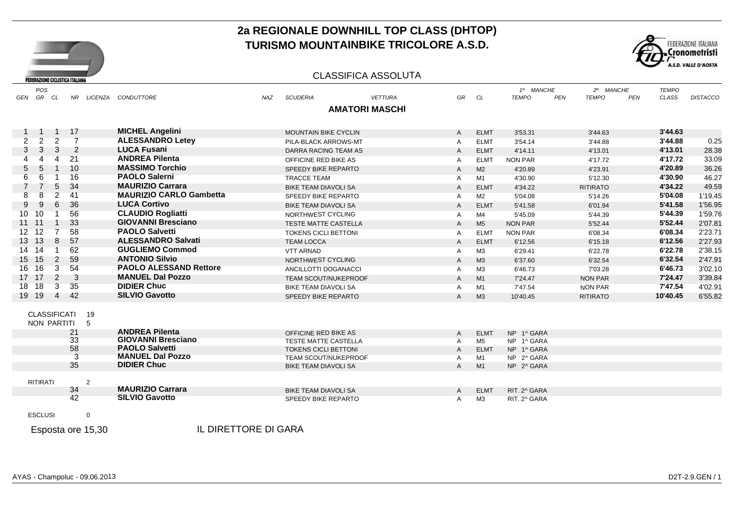# 2a REGIONALE DOWNHILL TOP CLASS (DHTOP)
# TURISMO MOUNTAINBIKE TRICOLORE A.S.D.

FEDERAZIONE CICLISTICA ITALIANA

FEDERAZIONE ITALIANA Cronometristi A.S.D. VALLE D'AOSTA

## CLASSIFICA ASSOLUTA

### AMATORI MASCHI

| POS GEN | GR | CL | NR | LICENZA | CONDUTTORE | NAZ | SCUDERIA | VETTURA | GR | CL | 1° MANCHE TEMPO | PEN | 2° MANCHE TEMPO | PEN | TEMPO CLASS | DISTACCO |
|---|---|---|---|---|---|---|---|---|---|---|---|---|---|---|---|---|
| 1 | 1 | 1 | 17 | | **MICHEL Angelini** | | MOUNTAIN BIKE CYCLIN | | A | ELMT | 3'53.31 | | 3'44.63 | | **3'44.63** | |
| 2 | 2 | 2 | 7 | | **ALESSANDRO Letey** | | PILA-BLACK ARROWS-MT | | A | ELMT | 3'54.14 | | 3'44.88 | | **3'44.88** | 0.25 |
| 3 | 3 | 3 | 2 | | **LUCA Fusani** | | DARRA RACING TEAM AS | | A | ELMT | 4'14.11 | | 4'13.01 | | **4'13.01** | 28.38 |
| 4 | 4 | 4 | 21 | | **ANDREA Pilenta** | | OFFICINE RED BIKE AS | | A | ELMT | NON PAR | | 4'17.72 | | **4'17.72** | 33.09 |
| 5 | 5 | 1 | 10 | | **MASSIMO Torchio** | | SPEEDY BIKE REPARTO | | A | M2 | 4'20.89 | | 4'23.91 | | **4'20.89** | 36.26 |
| 6 | 6 | 1 | 16 | | **PAOLO Salerni** | | TRACCE TEAM | | A | M1 | 4'30.90 | | 5'12.30 | | **4'30.90** | 46.27 |
| 7 | 7 | 5 | 34 | | **MAURIZIO Carrara** | | BIKE TEAM DIAVOLI SA | | A | ELMT | 4'34.22 | | RITIRATO | | **4'34.22** | 49.59 |
| 8 | 8 | 2 | 41 | | **MAURIZIO CARLO Gambetta** | | SPEEDY BIKE REPARTO | | A | M2 | 5'04.08 | | 5'14.26 | | **5'04.08** | 1'19.45 |
| 9 | 9 | 6 | 36 | | **LUCA Cortivo** | | BIKE TEAM DIAVOLI SA | | A | ELMT | 5'41.58 | | 6'01.94 | | **5'41.58** | 1'56.95 |
| 10 | 10 | 1 | 56 | | **CLAUDIO Rogliatti** | | NORTHWEST CYCLING | | A | M4 | 5'45.09 | | 5'44.39 | | **5'44.39** | 1'59.76 |
| 11 | 11 | 1 | 33 | | **GIOVANNI Bresciano** | | TESTE MATTE CASTELLA | | A | M5 | NON PAR | | 5'52.44 | | **5'52.44** | 2'07.81 |
| 12 | 12 | 7 | 58 | | **PAOLO Salvetti** | | TOKENS CICLI BETTONI | | A | ELMT | NON PAR | | 6'08.34 | | **6'08.34** | 2'23.71 |
| 13 | 13 | 8 | 57 | | **ALESSANDRO Salvati** | | TEAM LOCCA | | A | ELMT | 6'12.56 | | 6'15.18 | | **6'12.56** | 2'27.93 |
| 14 | 14 | 1 | 62 | | **GUGLIEMO Commod** | | VTT ARNAD | | A | M3 | 6'29.41 | | 6'22.78 | | **6'22.78** | 2'38.15 |
| 15 | 15 | 2 | 59 | | **ANTONIO Silvio** | | NORTHWEST CYCLING | | A | M3 | 6'37.60 | | 6'32.54 | | **6'32.54** | 2'47.91 |
| 16 | 16 | 3 | 54 | | **PAOLO ALESSAND Rettore** | | ANCILLOTTI DOGANACCI | | A | M3 | 6'46.73 | | 7'03.28 | | **6'46.73** | 3'02.10 |
| 17 | 17 | 2 | 3 | | **MANUEL Dal Pozzo** | | TEAM SCOUT/NUKEPROOF | | A | M1 | 7'24.47 | | NON PAR | | **7'24.47** | 3'39.84 |
| 18 | 18 | 3 | 35 | | **DIDIER Chuc** | | BIKE TEAM DIAVOLI SA | | A | M1 | 7'47.54 | | NON PAR | | **7'47.54** | 4'02.91 |
| 19 | 19 | 4 | 42 | | **SILVIO Gavotto** | | SPEEDY BIKE REPARTO | | A | M3 | 10'40.45 | | RITIRATO | | **10'40.45** | 6'55.82 |

CLASSIFICATI 19

NON PARTITI 5

| NR | CONDUTTORE | SCUDERIA | GR | CL | |
|---|---|---|---|---|---|
| 21 | **ANDREA Pilenta** | OFFICINE RED BIKE AS | A | ELMT | NP 1^ GARA |
| 33 | **GIOVANNI Bresciano** | TESTE MATTE CASTELLA | A | M5 | NP 1^ GARA |
| 58 | **PAOLO Salvetti** | TOKENS CICLI BETTONI | A | ELMT | NP 1^ GARA |
| 3 | **MANUEL Dal Pozzo** | TEAM SCOUT/NUKEPROOF | A | M1 | NP 2^ GARA |
| 35 | **DIDIER Chuc** | BIKE TEAM DIAVOLI SA | A | M1 | NP 2^ GARA |

RITIRATI 2

| NR | CONDUTTORE | SCUDERIA | GR | CL | |
|---|---|---|---|---|---|
| 34 | **MAURIZIO Carrara** | BIKE TEAM DIAVOLI SA | A | ELMT | RIT. 2^ GARA |
| 42 | **SILVIO Gavotto** | SPEEDY BIKE REPARTO | A | M3 | RIT. 2^ GARA |

ESCLUSI 0

Esposta ore 15,30

IL DIRETTORE DI GARA

AYAS - Champoluc - 09.06.2013

D2T-2.9.GEN / 1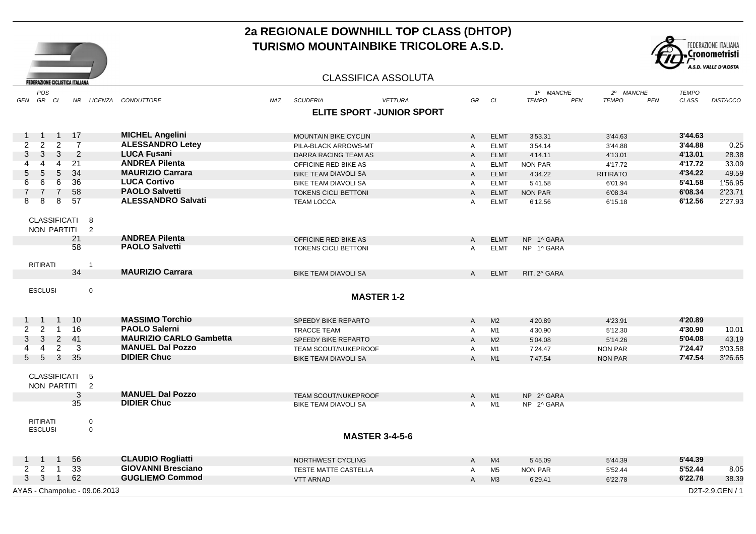# 2a REGIONALE DOWNHILL TOP CLASS (DHTOP)
# TURISMO MOUNTAINBIKE TRICOLORE A.S.D.

FEDERAZIONE CICLISTICA ITALIANA

FEDERAZIONE ITALIANA Cronometristi A.S.D. VALLE D'AOSTA

## CLASSIFICA ASSOLUTA

### ELITE SPORT -JUNIOR SPORT

| POS GEN | POS GR | POS CL | NR | LICENZA | CONDUTTORE | NAZ | SCUDERIA | VETTURA | GR | CL | 1° MANCHE TEMPO | PEN | 2° MANCHE TEMPO | PEN | TEMPO CLASS | DISTACCO |
|---|---|---|---|---|---|---|---|---|---|---|---|---|---|---|---|---|
| 1 | 1 | 1 | 17 | | **MICHEL Angelini** | | MOUNTAIN BIKE CYCLIN | | A | ELMT | 3'53.31 | | 3'44.63 | | **3'44.63** | |
| 2 | 2 | 2 | 7 | | **ALESSANDRO Letey** | | PILA-BLACK ARROWS-MT | | A | ELMT | 3'54.14 | | 3'44.88 | | **3'44.88** | 0.25 |
| 3 | 3 | 3 | 2 | | **LUCA Fusani** | | DARRA RACING TEAM AS | | A | ELMT | 4'14.11 | | 4'13.01 | | **4'13.01** | 28.38 |
| 4 | 4 | 4 | 21 | | **ANDREA Pilenta** | | OFFICINE RED BIKE AS | | A | ELMT | NON PAR | | 4'17.72 | | **4'17.72** | 33.09 |
| 5 | 5 | 5 | 34 | | **MAURIZIO Carrara** | | BIKE TEAM DIAVOLI SA | | A | ELMT | 4'34.22 | | RITIRATO | | **4'34.22** | 49.59 |
| 6 | 6 | 6 | 36 | | **LUCA Cortivo** | | BIKE TEAM DIAVOLI SA | | A | ELMT | 5'41.58 | | 6'01.94 | | **5'41.58** | 1'56.95 |
| 7 | 7 | 7 | 58 | | **PAOLO Salvetti** | | TOKENS CICLI BETTONI | | A | ELMT | NON PAR | | 6'08.34 | | **6'08.34** | 2'23.71 |
| 8 | 8 | 8 | 57 | | **ALESSANDRO Salvati** | | TEAM LOCCA | | A | ELMT | 6'12.56 | | 6'15.18 | | **6'12.56** | 2'27.93 |

CLASSIFICATI 8

NON PARTITI 2

| NR | CONDUTTORE | SCUDERIA | GR | CL | NOTE |
|---|---|---|---|---|---|
| 21 | **ANDREA Pilenta** | OFFICINE RED BIKE AS | A | ELMT | NP 1^ GARA |
| 58 | **PAOLO Salvetti** | TOKENS CICLI BETTONI | A | ELMT | NP 1^ GARA |

RITIRATI 1

| NR | CONDUTTORE | SCUDERIA | GR | CL | NOTE |
|---|---|---|---|---|---|
| 34 | **MAURIZIO Carrara** | BIKE TEAM DIAVOLI SA | A | ELMT | RIT. 2^ GARA |

ESCLUSI 0

### MASTER 1-2

| POS GEN | POS GR | POS CL | NR | LICENZA | CONDUTTORE | NAZ | SCUDERIA | VETTURA | GR | CL | 1° MANCHE TEMPO | PEN | 2° MANCHE TEMPO | PEN | TEMPO CLASS | DISTACCO |
|---|---|---|---|---|---|---|---|---|---|---|---|---|---|---|---|---|
| 1 | 1 | 1 | 10 | | **MASSIMO Torchio** | | SPEEDY BIKE REPARTO | | A | M2 | 4'20.89 | | 4'23.91 | | **4'20.89** | |
| 2 | 2 | 1 | 16 | | **PAOLO Salerni** | | TRACCE TEAM | | A | M1 | 4'30.90 | | 5'12.30 | | **4'30.90** | 10.01 |
| 3 | 3 | 2 | 41 | | **MAURIZIO CARLO Gambetta** | | SPEEDY BIKE REPARTO | | A | M2 | 5'04.08 | | 5'14.26 | | **5'04.08** | 43.19 |
| 4 | 4 | 2 | 3 | | **MANUEL Dal Pozzo** | | TEAM SCOUT/NUKEPROOF | | A | M1 | 7'24.47 | | NON PAR | | **7'24.47** | 3'03.58 |
| 5 | 5 | 3 | 35 | | **DIDIER Chuc** | | BIKE TEAM DIAVOLI SA | | A | M1 | 7'47.54 | | NON PAR | | **7'47.54** | 3'26.65 |

CLASSIFICATI 5

NON PARTITI 2

| NR | CONDUTTORE | SCUDERIA | GR | CL | NOTE |
|---|---|---|---|---|---|
| 3 | **MANUEL Dal Pozzo** | TEAM SCOUT/NUKEPROOF | A | M1 | NP 2^ GARA |
| 35 | **DIDIER Chuc** | BIKE TEAM DIAVOLI SA | A | M1 | NP 2^ GARA |

RITIRATI 0

ESCLUSI 0

### MASTER 3-4-5-6

| POS GEN | POS GR | POS CL | NR | LICENZA | CONDUTTORE | NAZ | SCUDERIA | VETTURA | GR | CL | 1° MANCHE TEMPO | PEN | 2° MANCHE TEMPO | PEN | TEMPO CLASS | DISTACCO |
|---|---|---|---|---|---|---|---|---|---|---|---|---|---|---|---|---|
| 1 | 1 | 1 | 56 | | **CLAUDIO Rogliatti** | | NORTHWEST CYCLING | | A | M4 | 5'45.09 | | 5'44.39 | | **5'44.39** | |
| 2 | 2 | 1 | 33 | | **GIOVANNI Bresciano** | | TESTE MATTE CASTELLA | | A | M5 | NON PAR | | 5'52.44 | | **5'52.44** | 8.05 |
| 3 | 3 | 1 | 62 | | **GUGLIEMO Commod** | | VTT ARNAD | | A | M3 | 6'29.41 | | 6'22.78 | | **6'22.78** | 38.39 |

AYAS - Champoluc - 09.06.2013

D2T-2.9.GEN / 1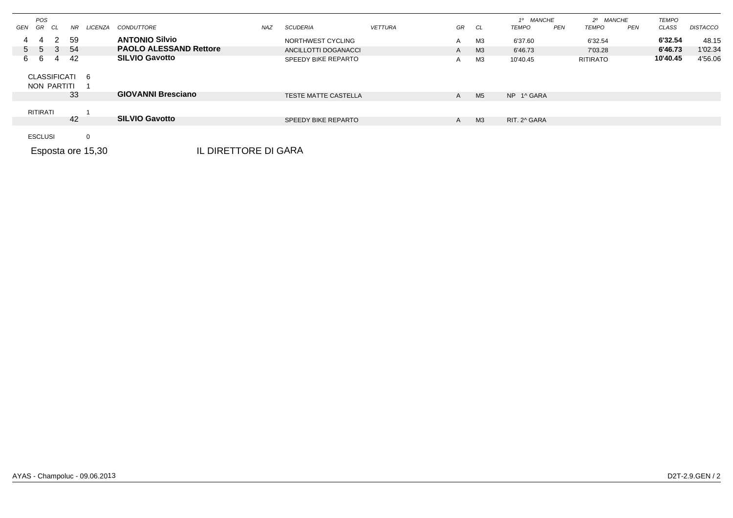| POS GEN | GR | CL | NR | LICENZA | CONDUTTORE | NAZ | SCUDERIA | VETTURA | GR | CL | 1° MANCHE TEMPO | PEN | 2° MANCHE TEMPO | PEN | TEMPO CLASS | DISTACCO |
|---|---|---|---|---|---|---|---|---|---|---|---|---|---|---|---|---|
| 4 | 4 | 2 | 59 | | **ANTONIO Silvio** | | NORTHWEST CYCLING | | A | M3 | 6'37.60 | | 6'32.54 | | **6'32.54** | 48.15 |
| 5 | 5 | 3 | 54 | | **PAOLO ALESSAND Rettore** | | ANCILLOTTI DOGANACCI | | A | M3 | 6'46.73 | | 7'03.28 | | **6'46.73** | 1'02.34 |
| 6 | 6 | 4 | 42 | | **SILVIO Gavotto** | | SPEEDY BIKE REPARTO | | A | M3 | 10'40.45 | | RITIRATO | | **10'40.45** | 4'56.06 |

CLASSIFICATI 6

NON PARTITI 1

| NR | CONDUTTORE | SCUDERIA | GR | CL | |
|---|---|---|---|---|---|
| 33 | **GIOVANNI Bresciano** | TESTE MATTE CASTELLA | A | M5 | NP 1^ GARA |

RITIRATI 1

| NR | CONDUTTORE | SCUDERIA | GR | CL | |
|---|---|---|---|---|---|
| 42 | **SILVIO Gavotto** | SPEEDY BIKE REPARTO | A | M3 | RIT. 2^ GARA |

ESCLUSI 0

Esposta ore 15,30

IL DIRETTORE DI GARA

AYAS - Champoluc - 09.06.2013